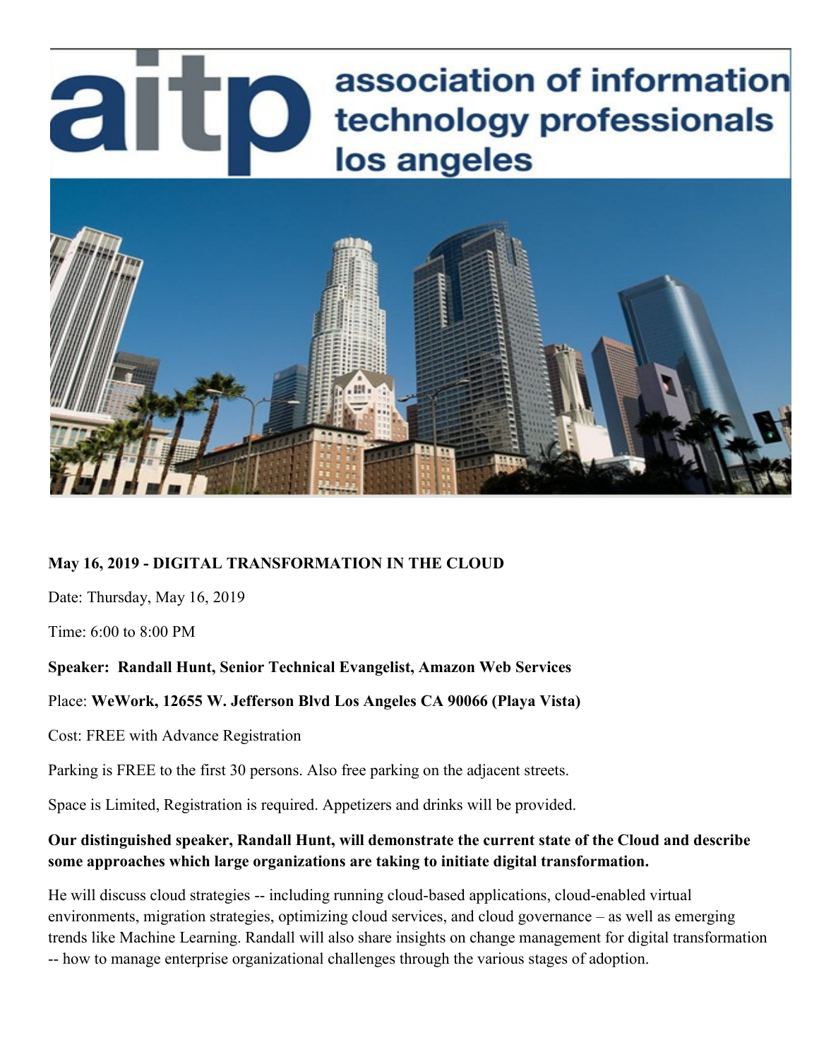# aitp association of information technology professionals los angeles

**May 16, 2019 - DIGITAL TRANSFORMATION IN THE CLOUD**

Date: Thursday, May 16, 2019

Time: 6:00 to 8:00 PM

**Speaker: Randall Hunt, Senior Technical Evangelist, Amazon Web Services**

Place: **WeWork, 12655 W. Jefferson Blvd Los Angeles CA 90066 (Playa Vista)**

Cost: FREE with Advance Registration

Parking is FREE to the first 30 persons. Also free parking on the adjacent streets.

Space is Limited, Registration is required. Appetizers and drinks will be provided.

**Our distinguished speaker, Randall Hunt, will demonstrate the current state of the Cloud and describe some approaches which large organizations are taking to initiate digital transformation.**

He will discuss cloud strategies -- including running cloud-based applications, cloud-enabled virtual environments, migration strategies, optimizing cloud services, and cloud governance – as well as emerging trends like Machine Learning. Randall will also share insights on change management for digital transformation -- how to manage enterprise organizational challenges through the various stages of adoption.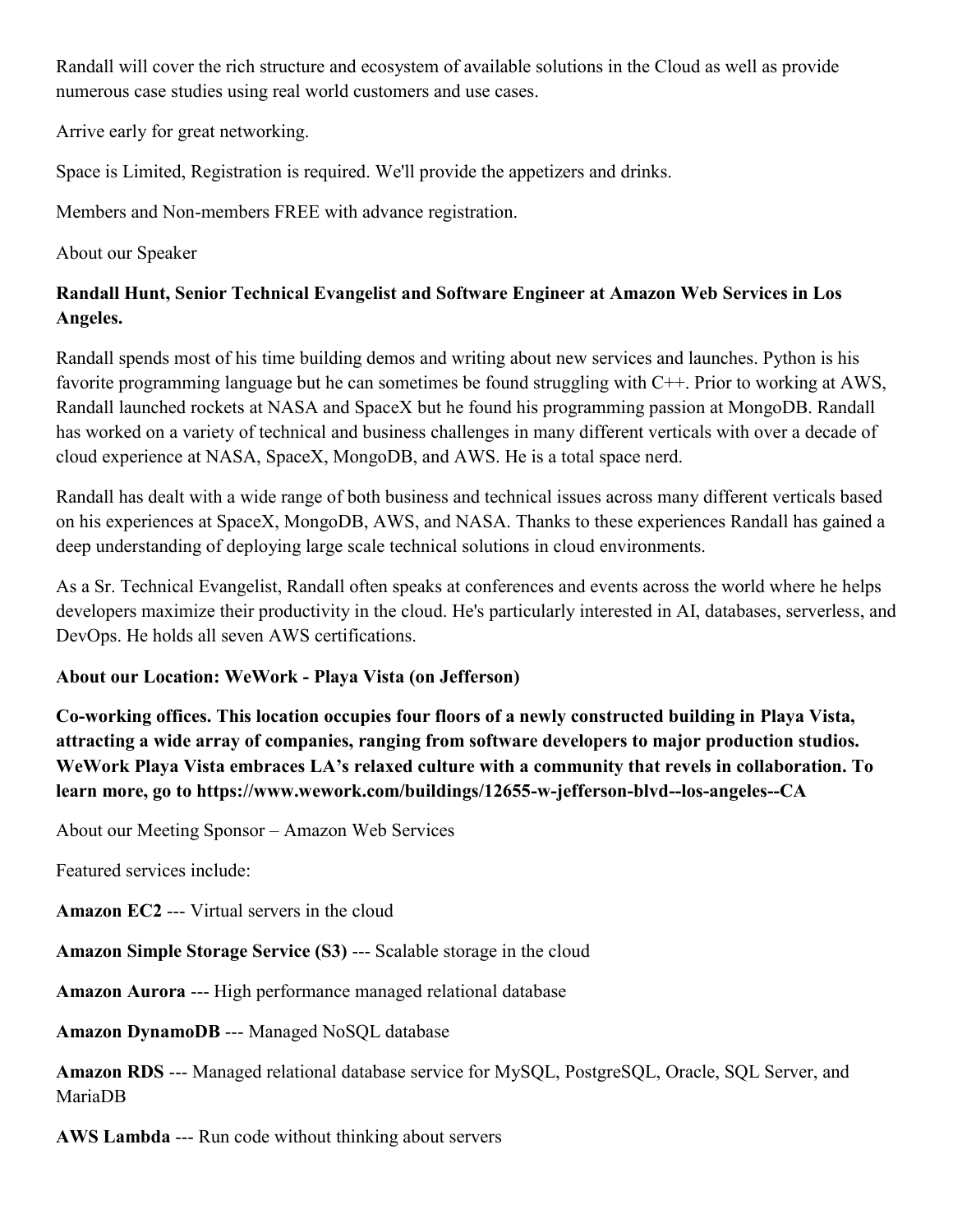Randall will cover the rich structure and ecosystem of available solutions in the Cloud as well as provide numerous case studies using real world customers and use cases.

Arrive early for great networking.

Space is Limited, Registration is required. We'll provide the appetizers and drinks.

Members and Non-members FREE with advance registration.

About our Speaker

**Randall Hunt, Senior Technical Evangelist and Software Engineer at Amazon Web Services in Los Angeles.**

Randall spends most of his time building demos and writing about new services and launches. Python is his favorite programming language but he can sometimes be found struggling with C++. Prior to working at AWS, Randall launched rockets at NASA and SpaceX but he found his programming passion at MongoDB. Randall has worked on a variety of technical and business challenges in many different verticals with over a decade of cloud experience at NASA, SpaceX, MongoDB, and AWS. He is a total space nerd.

Randall has dealt with a wide range of both business and technical issues across many different verticals based on his experiences at SpaceX, MongoDB, AWS, and NASA. Thanks to these experiences Randall has gained a deep understanding of deploying large scale technical solutions in cloud environments.

As a Sr. Technical Evangelist, Randall often speaks at conferences and events across the world where he helps developers maximize their productivity in the cloud. He's particularly interested in AI, databases, serverless, and DevOps. He holds all seven AWS certifications.

**About our Location: WeWork - Playa Vista (on Jefferson)**

**Co-working offices. This location occupies four floors of a newly constructed building in Playa Vista, attracting a wide array of companies, ranging from software developers to major production studios. WeWork Playa Vista embraces LA's relaxed culture with a community that revels in collaboration. To learn more, go to https://www.wework.com/buildings/12655-w-jefferson-blvd--los-angeles--CA**

About our Meeting Sponsor – Amazon Web Services

Featured services include:

**Amazon EC2** --- Virtual servers in the cloud

**Amazon Simple Storage Service (S3)** --- Scalable storage in the cloud

**Amazon Aurora** --- High performance managed relational database

**Amazon DynamoDB** --- Managed NoSQL database

**Amazon RDS** --- Managed relational database service for MySQL, PostgreSQL, Oracle, SQL Server, and MariaDB

**AWS Lambda** --- Run code without thinking about servers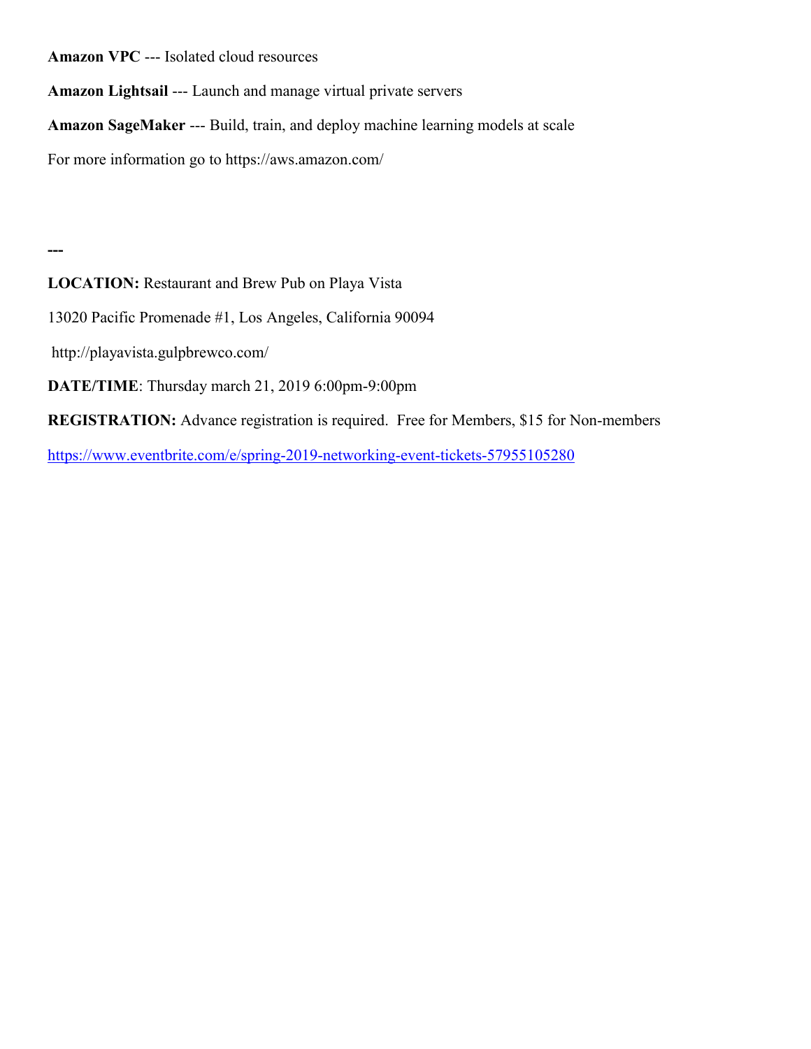**Amazon VPC** --- Isolated cloud resources

**Amazon Lightsail** --- Launch and manage virtual private servers

**Amazon SageMaker** --- Build, train, and deploy machine learning models at scale

For more information go to https://aws.amazon.com/

---

**LOCATION:** Restaurant and Brew Pub on Playa Vista

13020 Pacific Promenade #1, Los Angeles, California 90094

http://playavista.gulpbrewco.com/

**DATE/TIME**: Thursday march 21, 2019 6:00pm-9:00pm

**REGISTRATION:** Advance registration is required. Free for Members, $15 for Non-members

https://www.eventbrite.com/e/spring-2019-networking-event-tickets-57955105280